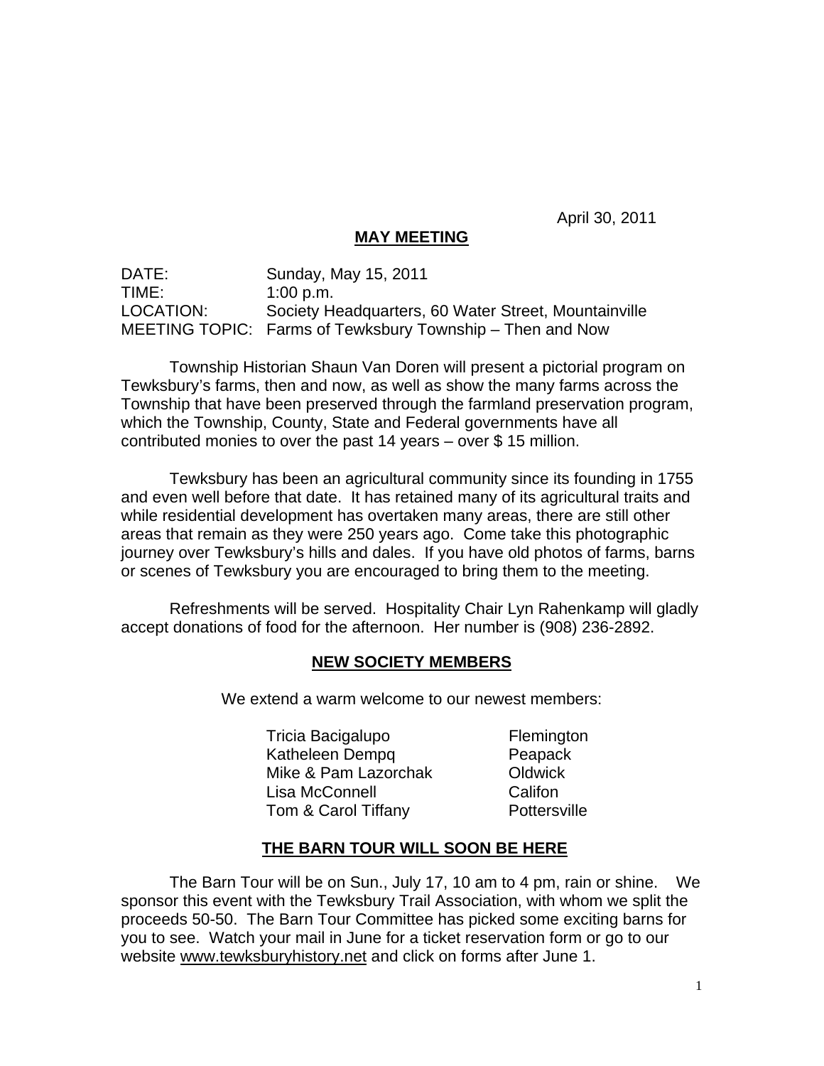April 30, 2011

## MAY MEETING

DATE: Sunday, May 15, 2011
TIME: 1:00 p.m.
LOCATION: Society Headquarters, 60 Water Street, Mountainville
MEETING TOPIC: Farms of Tewksbury Township – Then and Now

Township Historian Shaun Van Doren will present a pictorial program on Tewksbury's farms, then and now, as well as show the many farms across the Township that have been preserved through the farmland preservation program, which the Township, County, State and Federal governments have all contributed monies to over the past 14 years – over $ 15 million.

Tewksbury has been an agricultural community since its founding in 1755 and even well before that date. It has retained many of its agricultural traits and while residential development has overtaken many areas, there are still other areas that remain as they were 250 years ago. Come take this photographic journey over Tewksbury's hills and dales. If you have old photos of farms, barns or scenes of Tewksbury you are encouraged to bring them to the meeting.

Refreshments will be served. Hospitality Chair Lyn Rahenkamp will gladly accept donations of food for the afternoon. Her number is (908) 236-2892.

## NEW SOCIETY MEMBERS

We extend a warm welcome to our newest members:

| | |
|---|---|
| Tricia Bacigalupo | Flemington |
| Katheleen Dempq | Peapack |
| Mike & Pam Lazorchak | Oldwick |
| Lisa McConnell | Califon |
| Tom & Carol Tiffany | Pottersville |

## THE BARN TOUR WILL SOON BE HERE

The Barn Tour will be on Sun., July 17, 10 am to 4 pm, rain or shine. We sponsor this event with the Tewksbury Trail Association, with whom we split the proceeds 50-50. The Barn Tour Committee has picked some exciting barns for you to see. Watch your mail in June for a ticket reservation form or go to our website www.tewksburyhistory.net and click on forms after June 1.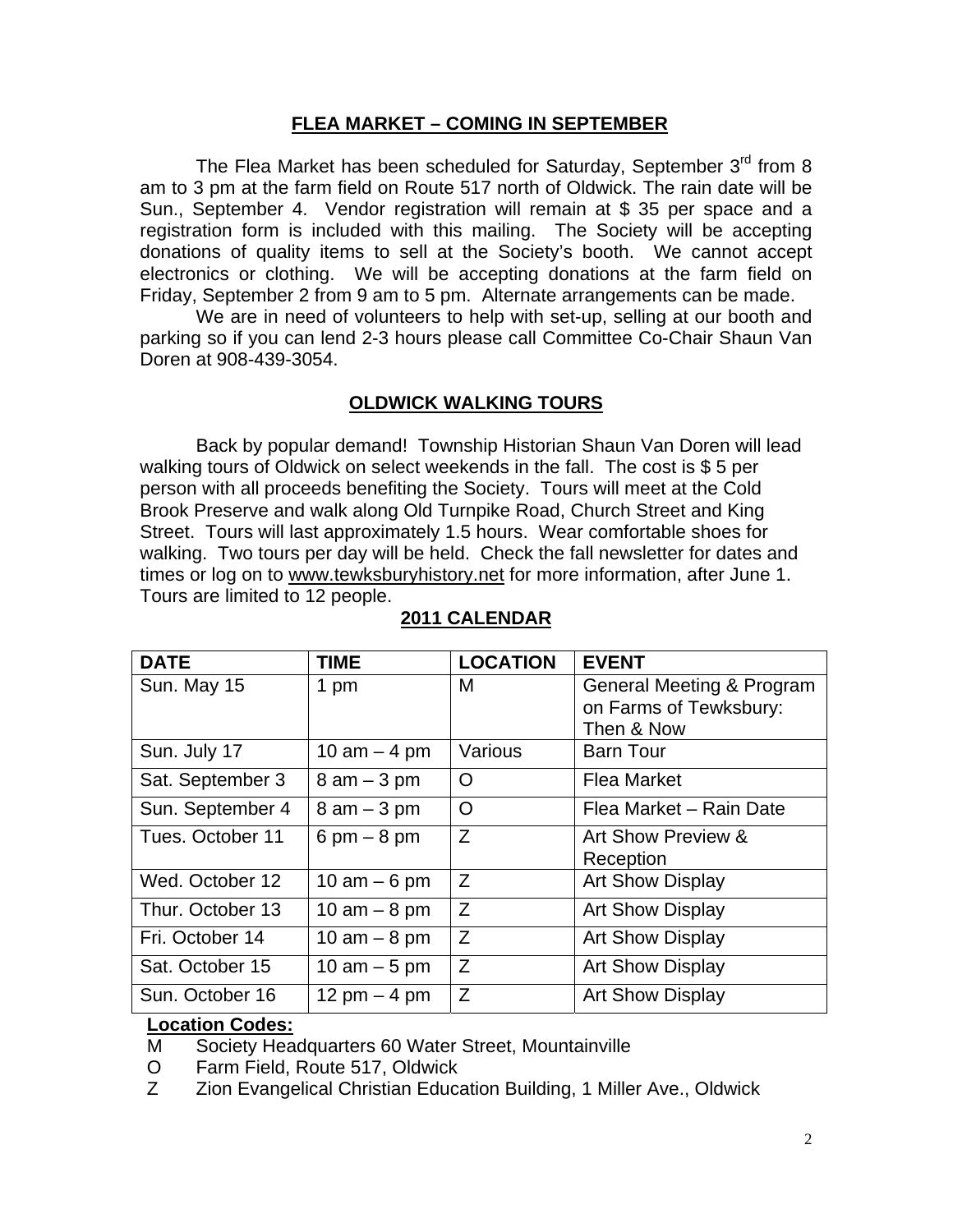## FLEA MARKET – COMING IN SEPTEMBER

The Flea Market has been scheduled for Saturday, September 3rd from 8 am to 3 pm at the farm field on Route 517 north of Oldwick. The rain date will be Sun., September 4. Vendor registration will remain at $ 35 per space and a registration form is included with this mailing. The Society will be accepting donations of quality items to sell at the Society's booth. We cannot accept electronics or clothing. We will be accepting donations at the farm field on Friday, September 2 from 9 am to 5 pm. Alternate arrangements can be made.

We are in need of volunteers to help with set-up, selling at our booth and parking so if you can lend 2-3 hours please call Committee Co-Chair Shaun Van Doren at 908-439-3054.

## OLDWICK WALKING TOURS

Back by popular demand! Township Historian Shaun Van Doren will lead walking tours of Oldwick on select weekends in the fall. The cost is $ 5 per person with all proceeds benefiting the Society. Tours will meet at the Cold Brook Preserve and walk along Old Turnpike Road, Church Street and King Street. Tours will last approximately 1.5 hours. Wear comfortable shoes for walking. Two tours per day will be held. Check the fall newsletter for dates and times or log on to www.tewksburyhistory.net for more information, after June 1. Tours are limited to 12 people.

## 2011 CALENDAR

| DATE | TIME | LOCATION | EVENT |
| --- | --- | --- | --- |
| Sun. May 15 | 1 pm | M | General Meeting & Program on Farms of Tewksbury: Then & Now |
| Sun. July 17 | 10 am – 4 pm | Various | Barn Tour |
| Sat. September 3 | 8 am – 3 pm | O | Flea Market |
| Sun. September 4 | 8 am – 3 pm | O | Flea Market – Rain Date |
| Tues. October 11 | 6 pm – 8 pm | Z | Art Show Preview & Reception |
| Wed. October 12 | 10 am – 6 pm | Z | Art Show Display |
| Thur. October 13 | 10 am – 8 pm | Z | Art Show Display |
| Fri. October 14 | 10 am – 8 pm | Z | Art Show Display |
| Sat. October 15 | 10 am – 5 pm | Z | Art Show Display |
| Sun. October 16 | 12 pm – 4 pm | Z | Art Show Display |

**Location Codes:**

M Society Headquarters 60 Water Street, Mountainville
O Farm Field, Route 517, Oldwick
Z Zion Evangelical Christian Education Building, 1 Miller Ave., Oldwick